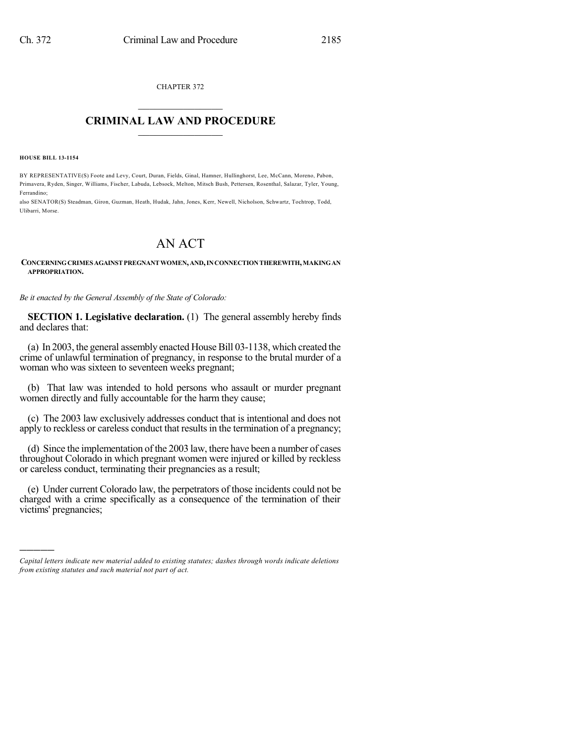CHAPTER 372

## CRIMINAL LAW AND PROCEDURE

**HOUSE BILL 13-1154**

BY REPRESENTATIVE(S) Foote and Levy, Court, Duran, Fields, Ginal, Hamner, Hullinghorst, Lee, McCann, Moreno, Pabon, Primavera, Ryden, Singer, Williams, Fischer, Labuda, Lebsock, Melton, Mitsch Bush, Pettersen, Rosenthal, Salazar, Tyler, Young, Ferrandino;
also SENATOR(S) Steadman, Giron, Guzman, Heath, Hudak, Jahn, Jones, Kerr, Newell, Nicholson, Schwartz, Tochtrop, Todd, Ulibarri, Morse.

# AN ACT

**CONCERNING CRIMES AGAINST PREGNANT WOMEN, AND, IN CONNECTION THEREWITH, MAKING AN APPROPRIATION.**

*Be it enacted by the General Assembly of the State of Colorado:*

**SECTION 1. Legislative declaration.** (1) The general assembly hereby finds and declares that:

(a) In 2003, the general assembly enacted House Bill 03-1138, which created the crime of unlawful termination of pregnancy, in response to the brutal murder of a woman who was sixteen to seventeen weeks pregnant;

(b) That law was intended to hold persons who assault or murder pregnant women directly and fully accountable for the harm they cause;

(c) The 2003 law exclusively addresses conduct that is intentional and does not apply to reckless or careless conduct that results in the termination of a pregnancy;

(d) Since the implementation of the 2003 law, there have been a number of cases throughout Colorado in which pregnant women were injured or killed by reckless or careless conduct, terminating their pregnancies as a result;

(e) Under current Colorado law, the perpetrators of those incidents could not be charged with a crime specifically as a consequence of the termination of their victims' pregnancies;

---

*Capital letters indicate new material added to existing statutes; dashes through words indicate deletions from existing statutes and such material not part of act.*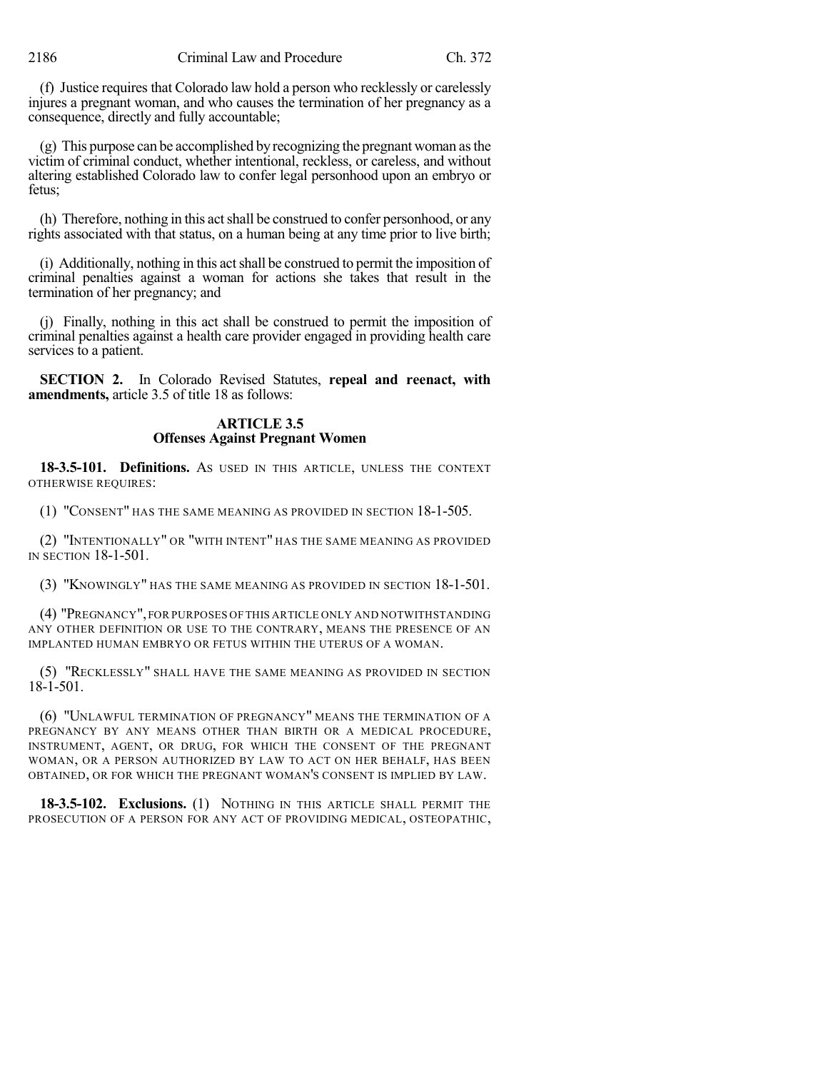(f) Justice requires that Colorado law hold a person who recklessly or carelessly injures a pregnant woman, and who causes the termination of her pregnancy as a consequence, directly and fully accountable;

(g) This purpose can be accomplished by recognizing the pregnant woman as the victim of criminal conduct, whether intentional, reckless, or careless, and without altering established Colorado law to confer legal personhood upon an embryo or fetus;

(h) Therefore, nothing in this act shall be construed to confer personhood, or any rights associated with that status, on a human being at any time prior to live birth;

(i) Additionally, nothing in this act shall be construed to permit the imposition of criminal penalties against a woman for actions she takes that result in the termination of her pregnancy; and

(j) Finally, nothing in this act shall be construed to permit the imposition of criminal penalties against a health care provider engaged in providing health care services to a patient.

**SECTION 2.** In Colorado Revised Statutes, **repeal and reenact, with amendments,** article 3.5 of title 18 as follows:

## ARTICLE 3.5
## Offenses Against Pregnant Women

**18-3.5-101. Definitions.** AS USED IN THIS ARTICLE, UNLESS THE CONTEXT OTHERWISE REQUIRES:

(1) "CONSENT" HAS THE SAME MEANING AS PROVIDED IN SECTION 18-1-505.

(2) "INTENTIONALLY" OR "WITH INTENT" HAS THE SAME MEANING AS PROVIDED IN SECTION 18-1-501.

(3) "KNOWINGLY" HAS THE SAME MEANING AS PROVIDED IN SECTION 18-1-501.

(4) "PREGNANCY", FOR PURPOSES OF THIS ARTICLE ONLY AND NOTWITHSTANDING ANY OTHER DEFINITION OR USE TO THE CONTRARY, MEANS THE PRESENCE OF AN IMPLANTED HUMAN EMBRYO OR FETUS WITHIN THE UTERUS OF A WOMAN.

(5) "RECKLESSLY" SHALL HAVE THE SAME MEANING AS PROVIDED IN SECTION 18-1-501.

(6) "UNLAWFUL TERMINATION OF PREGNANCY" MEANS THE TERMINATION OF A PREGNANCY BY ANY MEANS OTHER THAN BIRTH OR A MEDICAL PROCEDURE, INSTRUMENT, AGENT, OR DRUG, FOR WHICH THE CONSENT OF THE PREGNANT WOMAN, OR A PERSON AUTHORIZED BY LAW TO ACT ON HER BEHALF, HAS BEEN OBTAINED, OR FOR WHICH THE PREGNANT WOMAN'S CONSENT IS IMPLIED BY LAW.

**18-3.5-102. Exclusions.** (1) NOTHING IN THIS ARTICLE SHALL PERMIT THE PROSECUTION OF A PERSON FOR ANY ACT OF PROVIDING MEDICAL, OSTEOPATHIC,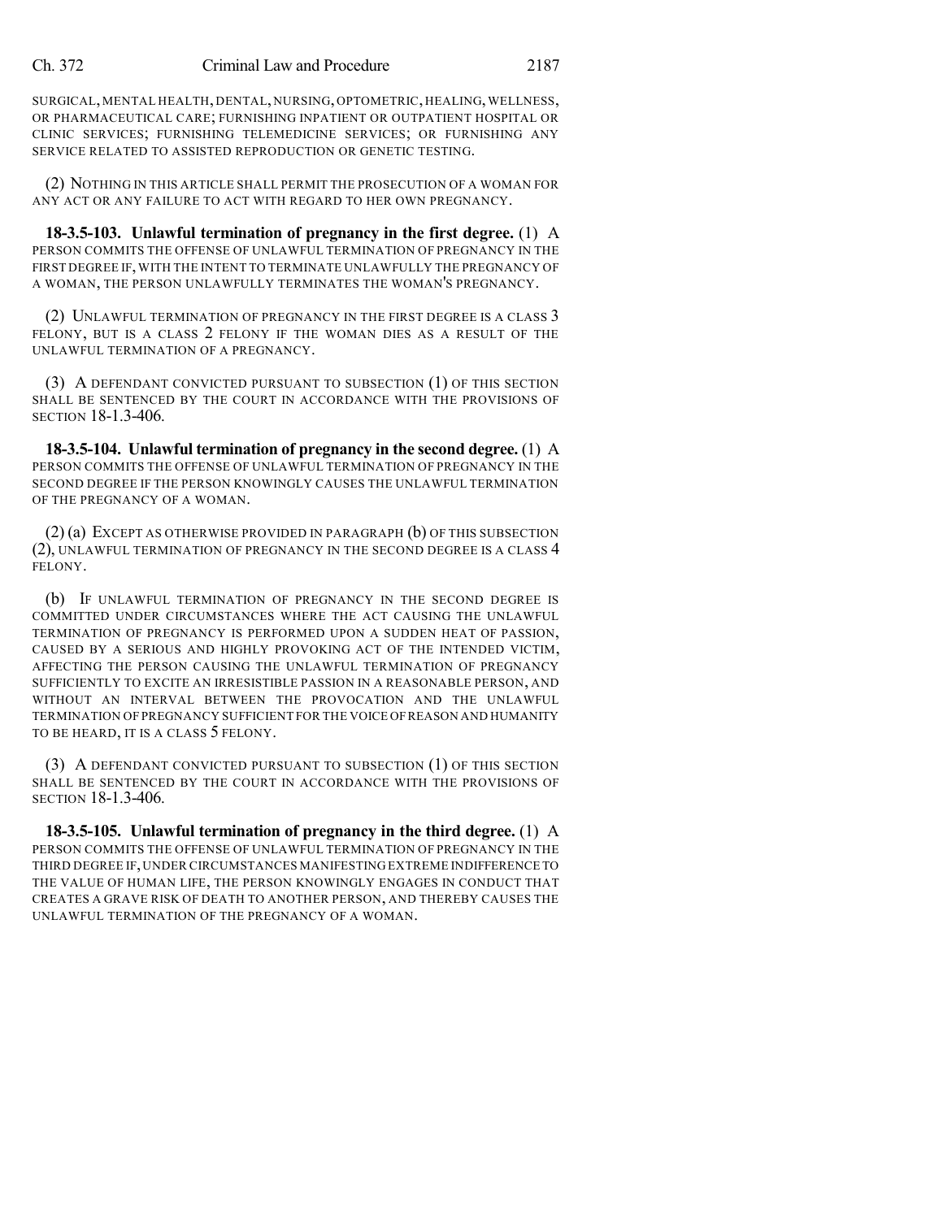SURGICAL, MENTAL HEALTH, DENTAL, NURSING, OPTOMETRIC, HEALING, WELLNESS, OR PHARMACEUTICAL CARE; FURNISHING INPATIENT OR OUTPATIENT HOSPITAL OR CLINIC SERVICES; FURNISHING TELEMEDICINE SERVICES; OR FURNISHING ANY SERVICE RELATED TO ASSISTED REPRODUCTION OR GENETIC TESTING.

(2) NOTHING IN THIS ARTICLE SHALL PERMIT THE PROSECUTION OF A WOMAN FOR ANY ACT OR ANY FAILURE TO ACT WITH REGARD TO HER OWN PREGNANCY.

**18-3.5-103. Unlawful termination of pregnancy in the first degree.** (1) A PERSON COMMITS THE OFFENSE OF UNLAWFUL TERMINATION OF PREGNANCY IN THE FIRST DEGREE IF, WITH THE INTENT TO TERMINATE UNLAWFULLY THE PREGNANCY OF A WOMAN, THE PERSON UNLAWFULLY TERMINATES THE WOMAN'S PREGNANCY.

(2) UNLAWFUL TERMINATION OF PREGNANCY IN THE FIRST DEGREE IS A CLASS 3 FELONY, BUT IS A CLASS 2 FELONY IF THE WOMAN DIES AS A RESULT OF THE UNLAWFUL TERMINATION OF A PREGNANCY.

(3) A DEFENDANT CONVICTED PURSUANT TO SUBSECTION (1) OF THIS SECTION SHALL BE SENTENCED BY THE COURT IN ACCORDANCE WITH THE PROVISIONS OF SECTION 18-1.3-406.

**18-3.5-104. Unlawful termination of pregnancy in the second degree.** (1) A PERSON COMMITS THE OFFENSE OF UNLAWFUL TERMINATION OF PREGNANCY IN THE SECOND DEGREE IF THE PERSON KNOWINGLY CAUSES THE UNLAWFUL TERMINATION OF THE PREGNANCY OF A WOMAN.

(2) (a) EXCEPT AS OTHERWISE PROVIDED IN PARAGRAPH (b) OF THIS SUBSECTION (2), UNLAWFUL TERMINATION OF PREGNANCY IN THE SECOND DEGREE IS A CLASS 4 FELONY.

(b) IF UNLAWFUL TERMINATION OF PREGNANCY IN THE SECOND DEGREE IS COMMITTED UNDER CIRCUMSTANCES WHERE THE ACT CAUSING THE UNLAWFUL TERMINATION OF PREGNANCY IS PERFORMED UPON A SUDDEN HEAT OF PASSION, CAUSED BY A SERIOUS AND HIGHLY PROVOKING ACT OF THE INTENDED VICTIM, AFFECTING THE PERSON CAUSING THE UNLAWFUL TERMINATION OF PREGNANCY SUFFICIENTLY TO EXCITE AN IRRESISTIBLE PASSION IN A REASONABLE PERSON, AND WITHOUT AN INTERVAL BETWEEN THE PROVOCATION AND THE UNLAWFUL TERMINATION OF PREGNANCY SUFFICIENT FOR THE VOICE OF REASON AND HUMANITY TO BE HEARD, IT IS A CLASS 5 FELONY.

(3) A DEFENDANT CONVICTED PURSUANT TO SUBSECTION (1) OF THIS SECTION SHALL BE SENTENCED BY THE COURT IN ACCORDANCE WITH THE PROVISIONS OF SECTION 18-1.3-406.

**18-3.5-105. Unlawful termination of pregnancy in the third degree.** (1) A PERSON COMMITS THE OFFENSE OF UNLAWFUL TERMINATION OF PREGNANCY IN THE THIRD DEGREE IF, UNDER CIRCUMSTANCES MANIFESTING EXTREME INDIFFERENCE TO THE VALUE OF HUMAN LIFE, THE PERSON KNOWINGLY ENGAGES IN CONDUCT THAT CREATES A GRAVE RISK OF DEATH TO ANOTHER PERSON, AND THEREBY CAUSES THE UNLAWFUL TERMINATION OF THE PREGNANCY OF A WOMAN.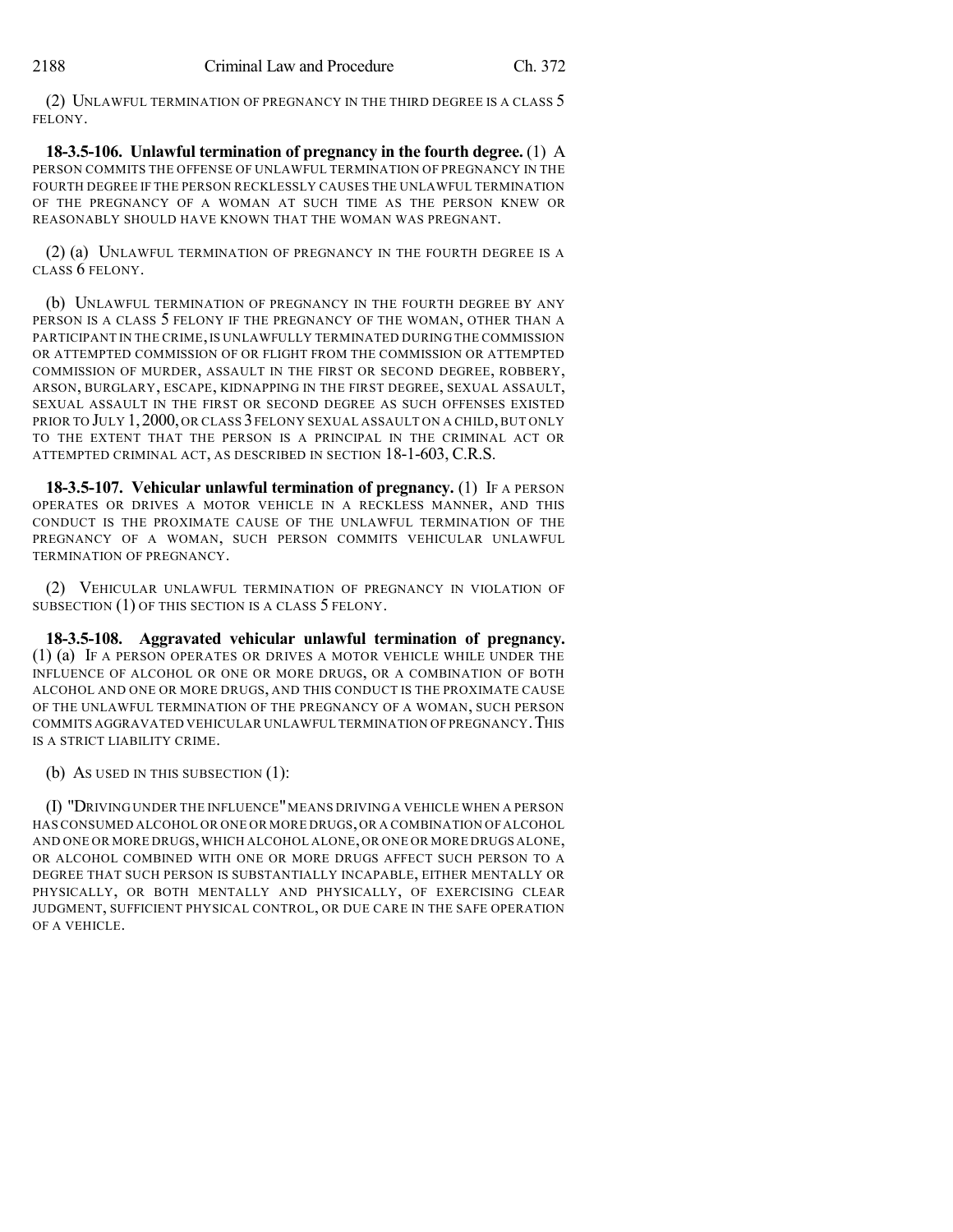(2) UNLAWFUL TERMINATION OF PREGNANCY IN THE THIRD DEGREE IS A CLASS 5 FELONY.

**18-3.5-106. Unlawful termination of pregnancy in the fourth degree.** (1) A PERSON COMMITS THE OFFENSE OF UNLAWFUL TERMINATION OF PREGNANCY IN THE FOURTH DEGREE IF THE PERSON RECKLESSLY CAUSES THE UNLAWFUL TERMINATION OF THE PREGNANCY OF A WOMAN AT SUCH TIME AS THE PERSON KNEW OR REASONABLY SHOULD HAVE KNOWN THAT THE WOMAN WAS PREGNANT.

(2) (a) UNLAWFUL TERMINATION OF PREGNANCY IN THE FOURTH DEGREE IS A CLASS 6 FELONY.

(b) UNLAWFUL TERMINATION OF PREGNANCY IN THE FOURTH DEGREE BY ANY PERSON IS A CLASS 5 FELONY IF THE PREGNANCY OF THE WOMAN, OTHER THAN A PARTICIPANT IN THE CRIME, IS UNLAWFULLY TERMINATED DURING THE COMMISSION OR ATTEMPTED COMMISSION OF OR FLIGHT FROM THE COMMISSION OR ATTEMPTED COMMISSION OF MURDER, ASSAULT IN THE FIRST OR SECOND DEGREE, ROBBERY, ARSON, BURGLARY, ESCAPE, KIDNAPPING IN THE FIRST DEGREE, SEXUAL ASSAULT, SEXUAL ASSAULT IN THE FIRST OR SECOND DEGREE AS SUCH OFFENSES EXISTED PRIOR TO JULY 1, 2000, OR CLASS 3 FELONY SEXUAL ASSAULT ON A CHILD, BUT ONLY TO THE EXTENT THAT THE PERSON IS A PRINCIPAL IN THE CRIMINAL ACT OR ATTEMPTED CRIMINAL ACT, AS DESCRIBED IN SECTION 18-1-603, C.R.S.

**18-3.5-107. Vehicular unlawful termination of pregnancy.** (1) IF A PERSON OPERATES OR DRIVES A MOTOR VEHICLE IN A RECKLESS MANNER, AND THIS CONDUCT IS THE PROXIMATE CAUSE OF THE UNLAWFUL TERMINATION OF THE PREGNANCY OF A WOMAN, SUCH PERSON COMMITS VEHICULAR UNLAWFUL TERMINATION OF PREGNANCY.

(2) VEHICULAR UNLAWFUL TERMINATION OF PREGNANCY IN VIOLATION OF SUBSECTION (1) OF THIS SECTION IS A CLASS 5 FELONY.

**18-3.5-108. Aggravated vehicular unlawful termination of pregnancy.** (1) (a) IF A PERSON OPERATES OR DRIVES A MOTOR VEHICLE WHILE UNDER THE INFLUENCE OF ALCOHOL OR ONE OR MORE DRUGS, OR A COMBINATION OF BOTH ALCOHOL AND ONE OR MORE DRUGS, AND THIS CONDUCT IS THE PROXIMATE CAUSE OF THE UNLAWFUL TERMINATION OF THE PREGNANCY OF A WOMAN, SUCH PERSON COMMITS AGGRAVATED VEHICULAR UNLAWFUL TERMINATION OF PREGNANCY. THIS IS A STRICT LIABILITY CRIME.

(b) AS USED IN THIS SUBSECTION (1):

(I) "DRIVING UNDER THE INFLUENCE" MEANS DRIVING A VEHICLE WHEN A PERSON HAS CONSUMED ALCOHOL OR ONE OR MORE DRUGS, OR A COMBINATION OF ALCOHOL AND ONE OR MORE DRUGS, WHICH ALCOHOL ALONE, OR ONE OR MORE DRUGS ALONE, OR ALCOHOL COMBINED WITH ONE OR MORE DRUGS AFFECT SUCH PERSON TO A DEGREE THAT SUCH PERSON IS SUBSTANTIALLY INCAPABLE, EITHER MENTALLY OR PHYSICALLY, OR BOTH MENTALLY AND PHYSICALLY, OF EXERCISING CLEAR JUDGMENT, SUFFICIENT PHYSICAL CONTROL, OR DUE CARE IN THE SAFE OPERATION OF A VEHICLE.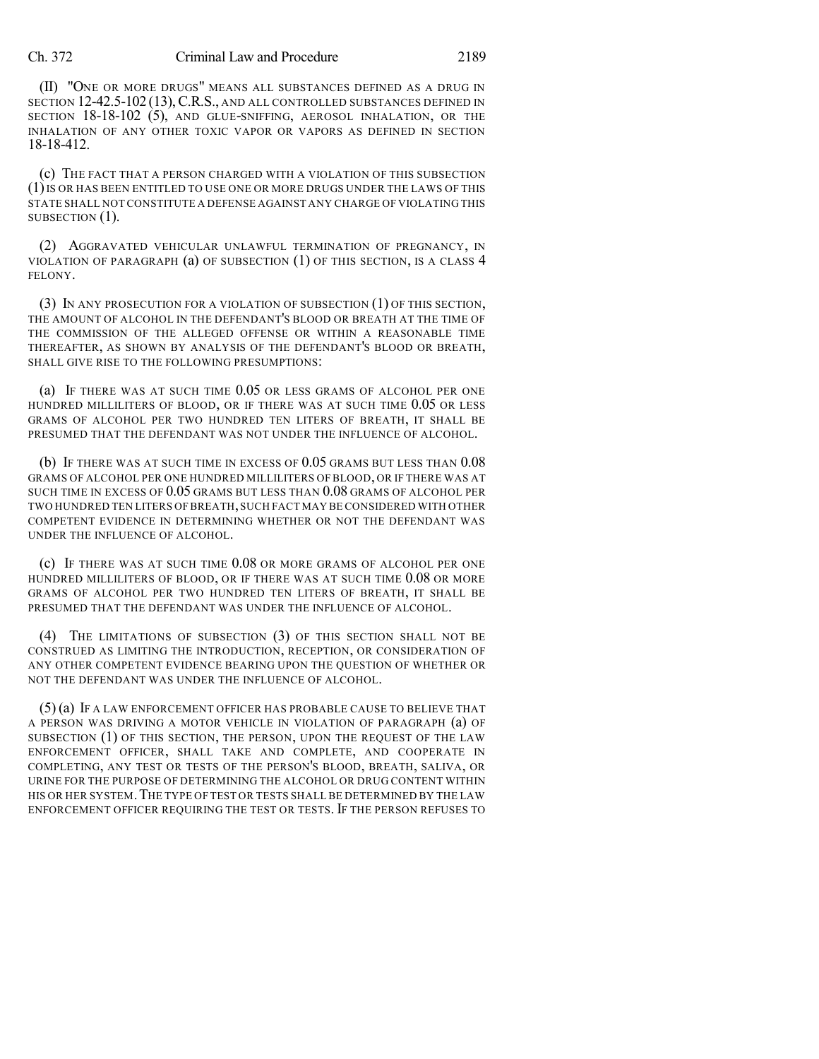(II) "ONE OR MORE DRUGS" MEANS ALL SUBSTANCES DEFINED AS A DRUG IN SECTION 12-42.5-102 (13), C.R.S., AND ALL CONTROLLED SUBSTANCES DEFINED IN SECTION 18-18-102 (5), AND GLUE-SNIFFING, AEROSOL INHALATION, OR THE INHALATION OF ANY OTHER TOXIC VAPOR OR VAPORS AS DEFINED IN SECTION 18-18-412.

(c) THE FACT THAT A PERSON CHARGED WITH A VIOLATION OF THIS SUBSECTION (1) IS OR HAS BEEN ENTITLED TO USE ONE OR MORE DRUGS UNDER THE LAWS OF THIS STATE SHALL NOT CONSTITUTE A DEFENSE AGAINST ANY CHARGE OF VIOLATING THIS SUBSECTION (1).

(2) AGGRAVATED VEHICULAR UNLAWFUL TERMINATION OF PREGNANCY, IN VIOLATION OF PARAGRAPH (a) OF SUBSECTION (1) OF THIS SECTION, IS A CLASS 4 FELONY.

(3) IN ANY PROSECUTION FOR A VIOLATION OF SUBSECTION (1) OF THIS SECTION, THE AMOUNT OF ALCOHOL IN THE DEFENDANT'S BLOOD OR BREATH AT THE TIME OF THE COMMISSION OF THE ALLEGED OFFENSE OR WITHIN A REASONABLE TIME THEREAFTER, AS SHOWN BY ANALYSIS OF THE DEFENDANT'S BLOOD OR BREATH, SHALL GIVE RISE TO THE FOLLOWING PRESUMPTIONS:

(a) IF THERE WAS AT SUCH TIME 0.05 OR LESS GRAMS OF ALCOHOL PER ONE HUNDRED MILLILITERS OF BLOOD, OR IF THERE WAS AT SUCH TIME 0.05 OR LESS GRAMS OF ALCOHOL PER TWO HUNDRED TEN LITERS OF BREATH, IT SHALL BE PRESUMED THAT THE DEFENDANT WAS NOT UNDER THE INFLUENCE OF ALCOHOL.

(b) IF THERE WAS AT SUCH TIME IN EXCESS OF 0.05 GRAMS BUT LESS THAN 0.08 GRAMS OF ALCOHOL PER ONE HUNDRED MILLILITERS OF BLOOD, OR IF THERE WAS AT SUCH TIME IN EXCESS OF 0.05 GRAMS BUT LESS THAN 0.08 GRAMS OF ALCOHOL PER TWO HUNDRED TEN LITERS OF BREATH, SUCH FACT MAY BE CONSIDERED WITH OTHER COMPETENT EVIDENCE IN DETERMINING WHETHER OR NOT THE DEFENDANT WAS UNDER THE INFLUENCE OF ALCOHOL.

(c) IF THERE WAS AT SUCH TIME 0.08 OR MORE GRAMS OF ALCOHOL PER ONE HUNDRED MILLILITERS OF BLOOD, OR IF THERE WAS AT SUCH TIME 0.08 OR MORE GRAMS OF ALCOHOL PER TWO HUNDRED TEN LITERS OF BREATH, IT SHALL BE PRESUMED THAT THE DEFENDANT WAS UNDER THE INFLUENCE OF ALCOHOL.

(4) THE LIMITATIONS OF SUBSECTION (3) OF THIS SECTION SHALL NOT BE CONSTRUED AS LIMITING THE INTRODUCTION, RECEPTION, OR CONSIDERATION OF ANY OTHER COMPETENT EVIDENCE BEARING UPON THE QUESTION OF WHETHER OR NOT THE DEFENDANT WAS UNDER THE INFLUENCE OF ALCOHOL.

(5) (a) IF A LAW ENFORCEMENT OFFICER HAS PROBABLE CAUSE TO BELIEVE THAT A PERSON WAS DRIVING A MOTOR VEHICLE IN VIOLATION OF PARAGRAPH (a) OF SUBSECTION (1) OF THIS SECTION, THE PERSON, UPON THE REQUEST OF THE LAW ENFORCEMENT OFFICER, SHALL TAKE AND COMPLETE, AND COOPERATE IN COMPLETING, ANY TEST OR TESTS OF THE PERSON'S BLOOD, BREATH, SALIVA, OR URINE FOR THE PURPOSE OF DETERMINING THE ALCOHOL OR DRUG CONTENT WITHIN HIS OR HER SYSTEM. THE TYPE OF TEST OR TESTS SHALL BE DETERMINED BY THE LAW ENFORCEMENT OFFICER REQUIRING THE TEST OR TESTS. IF THE PERSON REFUSES TO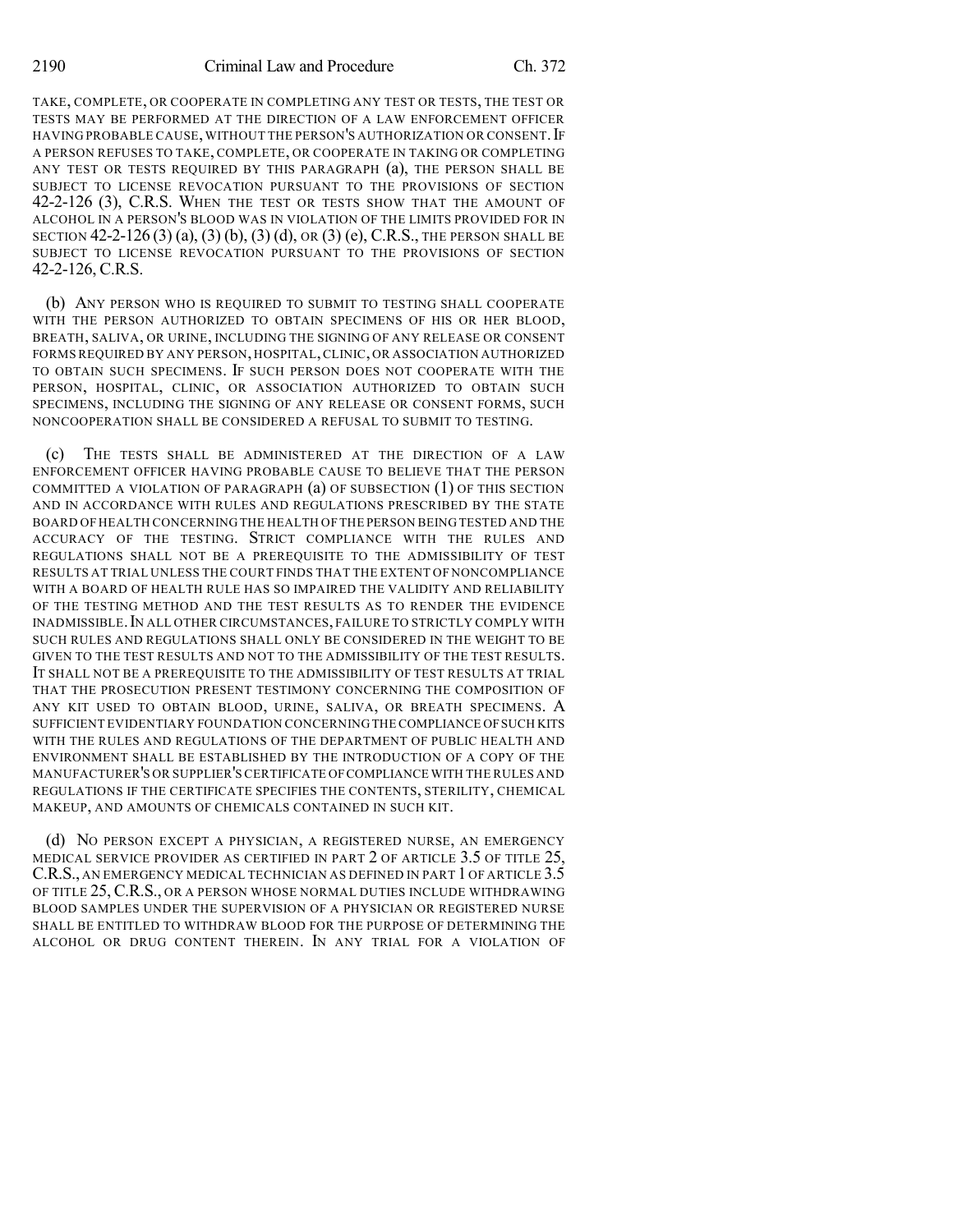TAKE, COMPLETE, OR COOPERATE IN COMPLETING ANY TEST OR TESTS, THE TEST OR TESTS MAY BE PERFORMED AT THE DIRECTION OF A LAW ENFORCEMENT OFFICER HAVING PROBABLE CAUSE, WITHOUT THE PERSON'S AUTHORIZATION OR CONSENT. IF A PERSON REFUSES TO TAKE, COMPLETE, OR COOPERATE IN TAKING OR COMPLETING ANY TEST OR TESTS REQUIRED BY THIS PARAGRAPH (a), THE PERSON SHALL BE SUBJECT TO LICENSE REVOCATION PURSUANT TO THE PROVISIONS OF SECTION 42-2-126 (3), C.R.S. WHEN THE TEST OR TESTS SHOW THAT THE AMOUNT OF ALCOHOL IN A PERSON'S BLOOD WAS IN VIOLATION OF THE LIMITS PROVIDED FOR IN SECTION 42-2-126 (3) (a), (3) (b), (3) (d), OR (3) (e), C.R.S., THE PERSON SHALL BE SUBJECT TO LICENSE REVOCATION PURSUANT TO THE PROVISIONS OF SECTION 42-2-126, C.R.S.

(b) ANY PERSON WHO IS REQUIRED TO SUBMIT TO TESTING SHALL COOPERATE WITH THE PERSON AUTHORIZED TO OBTAIN SPECIMENS OF HIS OR HER BLOOD, BREATH, SALIVA, OR URINE, INCLUDING THE SIGNING OF ANY RELEASE OR CONSENT FORMS REQUIRED BY ANY PERSON, HOSPITAL, CLINIC, OR ASSOCIATION AUTHORIZED TO OBTAIN SUCH SPECIMENS. IF SUCH PERSON DOES NOT COOPERATE WITH THE PERSON, HOSPITAL, CLINIC, OR ASSOCIATION AUTHORIZED TO OBTAIN SUCH SPECIMENS, INCLUDING THE SIGNING OF ANY RELEASE OR CONSENT FORMS, SUCH NONCOOPERATION SHALL BE CONSIDERED A REFUSAL TO SUBMIT TO TESTING.

(c) THE TESTS SHALL BE ADMINISTERED AT THE DIRECTION OF A LAW ENFORCEMENT OFFICER HAVING PROBABLE CAUSE TO BELIEVE THAT THE PERSON COMMITTED A VIOLATION OF PARAGRAPH (a) OF SUBSECTION (1) OF THIS SECTION AND IN ACCORDANCE WITH RULES AND REGULATIONS PRESCRIBED BY THE STATE BOARD OF HEALTH CONCERNING THE HEALTH OF THE PERSON BEING TESTED AND THE ACCURACY OF THE TESTING. STRICT COMPLIANCE WITH THE RULES AND REGULATIONS SHALL NOT BE A PREREQUISITE TO THE ADMISSIBILITY OF TEST RESULTS AT TRIAL UNLESS THE COURT FINDS THAT THE EXTENT OF NONCOMPLIANCE WITH A BOARD OF HEALTH RULE HAS SO IMPAIRED THE VALIDITY AND RELIABILITY OF THE TESTING METHOD AND THE TEST RESULTS AS TO RENDER THE EVIDENCE INADMISSIBLE. IN ALL OTHER CIRCUMSTANCES, FAILURE TO STRICTLY COMPLY WITH SUCH RULES AND REGULATIONS SHALL ONLY BE CONSIDERED IN THE WEIGHT TO BE GIVEN TO THE TEST RESULTS AND NOT TO THE ADMISSIBILITY OF THE TEST RESULTS. IT SHALL NOT BE A PREREQUISITE TO THE ADMISSIBILITY OF TEST RESULTS AT TRIAL THAT THE PROSECUTION PRESENT TESTIMONY CONCERNING THE COMPOSITION OF ANY KIT USED TO OBTAIN BLOOD, URINE, SALIVA, OR BREATH SPECIMENS. A SUFFICIENT EVIDENTIARY FOUNDATION CONCERNING THE COMPLIANCE OF SUCH KITS WITH THE RULES AND REGULATIONS OF THE DEPARTMENT OF PUBLIC HEALTH AND ENVIRONMENT SHALL BE ESTABLISHED BY THE INTRODUCTION OF A COPY OF THE MANUFACTURER'S OR SUPPLIER'S CERTIFICATE OF COMPLIANCE WITH THE RULES AND REGULATIONS IF THE CERTIFICATE SPECIFIES THE CONTENTS, STERILITY, CHEMICAL MAKEUP, AND AMOUNTS OF CHEMICALS CONTAINED IN SUCH KIT.

(d) NO PERSON EXCEPT A PHYSICIAN, A REGISTERED NURSE, AN EMERGENCY MEDICAL SERVICE PROVIDER AS CERTIFIED IN PART 2 OF ARTICLE 3.5 OF TITLE 25, C.R.S., AN EMERGENCY MEDICAL TECHNICIAN AS DEFINED IN PART 1 OF ARTICLE 3.5 OF TITLE 25, C.R.S., OR A PERSON WHOSE NORMAL DUTIES INCLUDE WITHDRAWING BLOOD SAMPLES UNDER THE SUPERVISION OF A PHYSICIAN OR REGISTERED NURSE SHALL BE ENTITLED TO WITHDRAW BLOOD FOR THE PURPOSE OF DETERMINING THE ALCOHOL OR DRUG CONTENT THEREIN. IN ANY TRIAL FOR A VIOLATION OF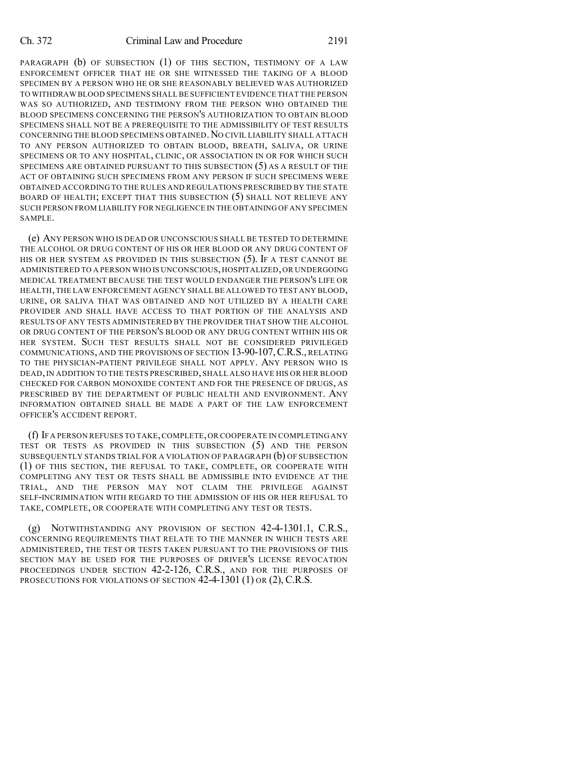PARAGRAPH (b) OF SUBSECTION (1) OF THIS SECTION, TESTIMONY OF A LAW ENFORCEMENT OFFICER THAT HE OR SHE WITNESSED THE TAKING OF A BLOOD SPECIMEN BY A PERSON WHO HE OR SHE REASONABLY BELIEVED WAS AUTHORIZED TO WITHDRAW BLOOD SPECIMENS SHALL BE SUFFICIENT EVIDENCE THAT THE PERSON WAS SO AUTHORIZED, AND TESTIMONY FROM THE PERSON WHO OBTAINED THE BLOOD SPECIMENS CONCERNING THE PERSON'S AUTHORIZATION TO OBTAIN BLOOD SPECIMENS SHALL NOT BE A PREREQUISITE TO THE ADMISSIBILITY OF TEST RESULTS CONCERNING THE BLOOD SPECIMENS OBTAINED. NO CIVIL LIABILITY SHALL ATTACH TO ANY PERSON AUTHORIZED TO OBTAIN BLOOD, BREATH, SALIVA, OR URINE SPECIMENS OR TO ANY HOSPITAL, CLINIC, OR ASSOCIATION IN OR FOR WHICH SUCH SPECIMENS ARE OBTAINED PURSUANT TO THIS SUBSECTION (5) AS A RESULT OF THE ACT OF OBTAINING SUCH SPECIMENS FROM ANY PERSON IF SUCH SPECIMENS WERE OBTAINED ACCORDING TO THE RULES AND REGULATIONS PRESCRIBED BY THE STATE BOARD OF HEALTH; EXCEPT THAT THIS SUBSECTION (5) SHALL NOT RELIEVE ANY SUCH PERSON FROM LIABILITY FOR NEGLIGENCE IN THE OBTAINING OF ANY SPECIMEN SAMPLE.

(e) ANY PERSON WHO IS DEAD OR UNCONSCIOUS SHALL BE TESTED TO DETERMINE THE ALCOHOL OR DRUG CONTENT OF HIS OR HER BLOOD OR ANY DRUG CONTENT OF HIS OR HER SYSTEM AS PROVIDED IN THIS SUBSECTION (5). IF A TEST CANNOT BE ADMINISTERED TO A PERSON WHO IS UNCONSCIOUS, HOSPITALIZED, OR UNDERGOING MEDICAL TREATMENT BECAUSE THE TEST WOULD ENDANGER THE PERSON'S LIFE OR HEALTH, THE LAW ENFORCEMENT AGENCY SHALL BE ALLOWED TO TEST ANY BLOOD, URINE, OR SALIVA THAT WAS OBTAINED AND NOT UTILIZED BY A HEALTH CARE PROVIDER AND SHALL HAVE ACCESS TO THAT PORTION OF THE ANALYSIS AND RESULTS OF ANY TESTS ADMINISTERED BY THE PROVIDER THAT SHOW THE ALCOHOL OR DRUG CONTENT OF THE PERSON'S BLOOD OR ANY DRUG CONTENT WITHIN HIS OR HER SYSTEM. SUCH TEST RESULTS SHALL NOT BE CONSIDERED PRIVILEGED COMMUNICATIONS, AND THE PROVISIONS OF SECTION 13-90-107, C.R.S., RELATING TO THE PHYSICIAN-PATIENT PRIVILEGE SHALL NOT APPLY. ANY PERSON WHO IS DEAD, IN ADDITION TO THE TESTS PRESCRIBED, SHALL ALSO HAVE HIS OR HER BLOOD CHECKED FOR CARBON MONOXIDE CONTENT AND FOR THE PRESENCE OF DRUGS, AS PRESCRIBED BY THE DEPARTMENT OF PUBLIC HEALTH AND ENVIRONMENT. ANY INFORMATION OBTAINED SHALL BE MADE A PART OF THE LAW ENFORCEMENT OFFICER'S ACCIDENT REPORT.

(f) IF A PERSON REFUSES TO TAKE, COMPLETE, OR COOPERATE IN COMPLETING ANY TEST OR TESTS AS PROVIDED IN THIS SUBSECTION (5) AND THE PERSON SUBSEQUENTLY STANDS TRIAL FOR A VIOLATION OF PARAGRAPH (b) OF SUBSECTION (1) OF THIS SECTION, THE REFUSAL TO TAKE, COMPLETE, OR COOPERATE WITH COMPLETING ANY TEST OR TESTS SHALL BE ADMISSIBLE INTO EVIDENCE AT THE TRIAL, AND THE PERSON MAY NOT CLAIM THE PRIVILEGE AGAINST SELF-INCRIMINATION WITH REGARD TO THE ADMISSION OF HIS OR HER REFUSAL TO TAKE, COMPLETE, OR COOPERATE WITH COMPLETING ANY TEST OR TESTS.

(g) NOTWITHSTANDING ANY PROVISION OF SECTION 42-4-1301.1, C.R.S., CONCERNING REQUIREMENTS THAT RELATE TO THE MANNER IN WHICH TESTS ARE ADMINISTERED, THE TEST OR TESTS TAKEN PURSUANT TO THE PROVISIONS OF THIS SECTION MAY BE USED FOR THE PURPOSES OF DRIVER'S LICENSE REVOCATION PROCEEDINGS UNDER SECTION 42-2-126, C.R.S., AND FOR THE PURPOSES OF PROSECUTIONS FOR VIOLATIONS OF SECTION 42-4-1301 (1) OR (2), C.R.S.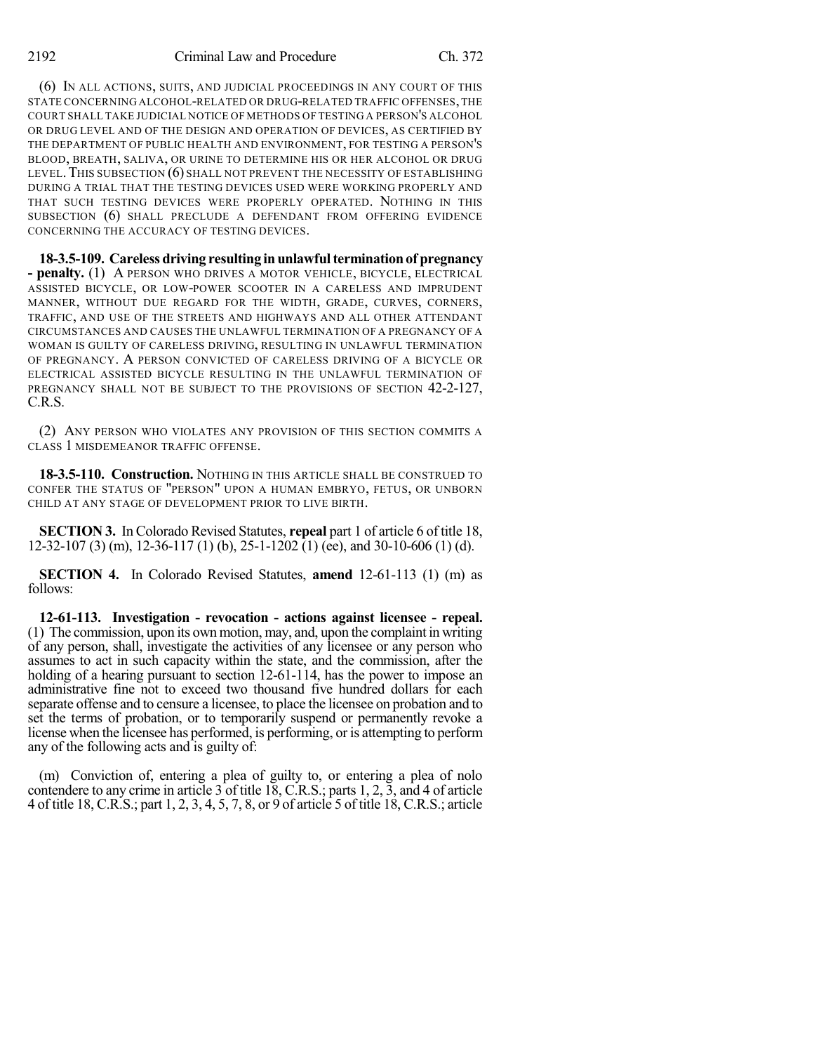(6) IN ALL ACTIONS, SUITS, AND JUDICIAL PROCEEDINGS IN ANY COURT OF THIS STATE CONCERNING ALCOHOL-RELATED OR DRUG-RELATED TRAFFIC OFFENSES, THE COURT SHALL TAKE JUDICIAL NOTICE OF METHODS OF TESTING A PERSON'S ALCOHOL OR DRUG LEVEL AND OF THE DESIGN AND OPERATION OF DEVICES, AS CERTIFIED BY THE DEPARTMENT OF PUBLIC HEALTH AND ENVIRONMENT, FOR TESTING A PERSON'S BLOOD, BREATH, SALIVA, OR URINE TO DETERMINE HIS OR HER ALCOHOL OR DRUG LEVEL. THIS SUBSECTION (6) SHALL NOT PREVENT THE NECESSITY OF ESTABLISHING DURING A TRIAL THAT THE TESTING DEVICES USED WERE WORKING PROPERLY AND THAT SUCH TESTING DEVICES WERE PROPERLY OPERATED. NOTHING IN THIS SUBSECTION (6) SHALL PRECLUDE A DEFENDANT FROM OFFERING EVIDENCE CONCERNING THE ACCURACY OF TESTING DEVICES.

**18-3.5-109. Careless driving resulting in unlawful termination of pregnancy - penalty.** (1) A PERSON WHO DRIVES A MOTOR VEHICLE, BICYCLE, ELECTRICAL ASSISTED BICYCLE, OR LOW-POWER SCOOTER IN A CARELESS AND IMPRUDENT MANNER, WITHOUT DUE REGARD FOR THE WIDTH, GRADE, CURVES, CORNERS, TRAFFIC, AND USE OF THE STREETS AND HIGHWAYS AND ALL OTHER ATTENDANT CIRCUMSTANCES AND CAUSES THE UNLAWFUL TERMINATION OF A PREGNANCY OF A WOMAN IS GUILTY OF CARELESS DRIVING, RESULTING IN UNLAWFUL TERMINATION OF PREGNANCY. A PERSON CONVICTED OF CARELESS DRIVING OF A BICYCLE OR ELECTRICAL ASSISTED BICYCLE RESULTING IN THE UNLAWFUL TERMINATION OF PREGNANCY SHALL NOT BE SUBJECT TO THE PROVISIONS OF SECTION 42-2-127, C.R.S.

(2) ANY PERSON WHO VIOLATES ANY PROVISION OF THIS SECTION COMMITS A CLASS 1 MISDEMEANOR TRAFFIC OFFENSE.

**18-3.5-110. Construction.** NOTHING IN THIS ARTICLE SHALL BE CONSTRUED TO CONFER THE STATUS OF "PERSON" UPON A HUMAN EMBRYO, FETUS, OR UNBORN CHILD AT ANY STAGE OF DEVELOPMENT PRIOR TO LIVE BIRTH.

**SECTION 3.** In Colorado Revised Statutes, **repeal** part 1 of article 6 of title 18, 12-32-107 (3) (m), 12-36-117 (1) (b), 25-1-1202 (1) (ee), and 30-10-606 (1) (d).

**SECTION 4.** In Colorado Revised Statutes, **amend** 12-61-113 (1) (m) as follows:

**12-61-113. Investigation - revocation - actions against licensee - repeal.** (1) The commission, upon its own motion, may, and, upon the complaint in writing of any person, shall, investigate the activities of any licensee or any person who assumes to act in such capacity within the state, and the commission, after the holding of a hearing pursuant to section 12-61-114, has the power to impose an administrative fine not to exceed two thousand five hundred dollars for each separate offense and to censure a licensee, to place the licensee on probation and to set the terms of probation, or to temporarily suspend or permanently revoke a license when the licensee has performed, is performing, or is attempting to perform any of the following acts and is guilty of:

(m) Conviction of, entering a plea of guilty to, or entering a plea of nolo contendere to any crime in article 3 of title 18, C.R.S.; parts 1, 2, 3, and 4 of article 4 of title 18, C.R.S.; part 1, 2, 3, 4, 5, 7, 8, or 9 of article 5 of title 18, C.R.S.; article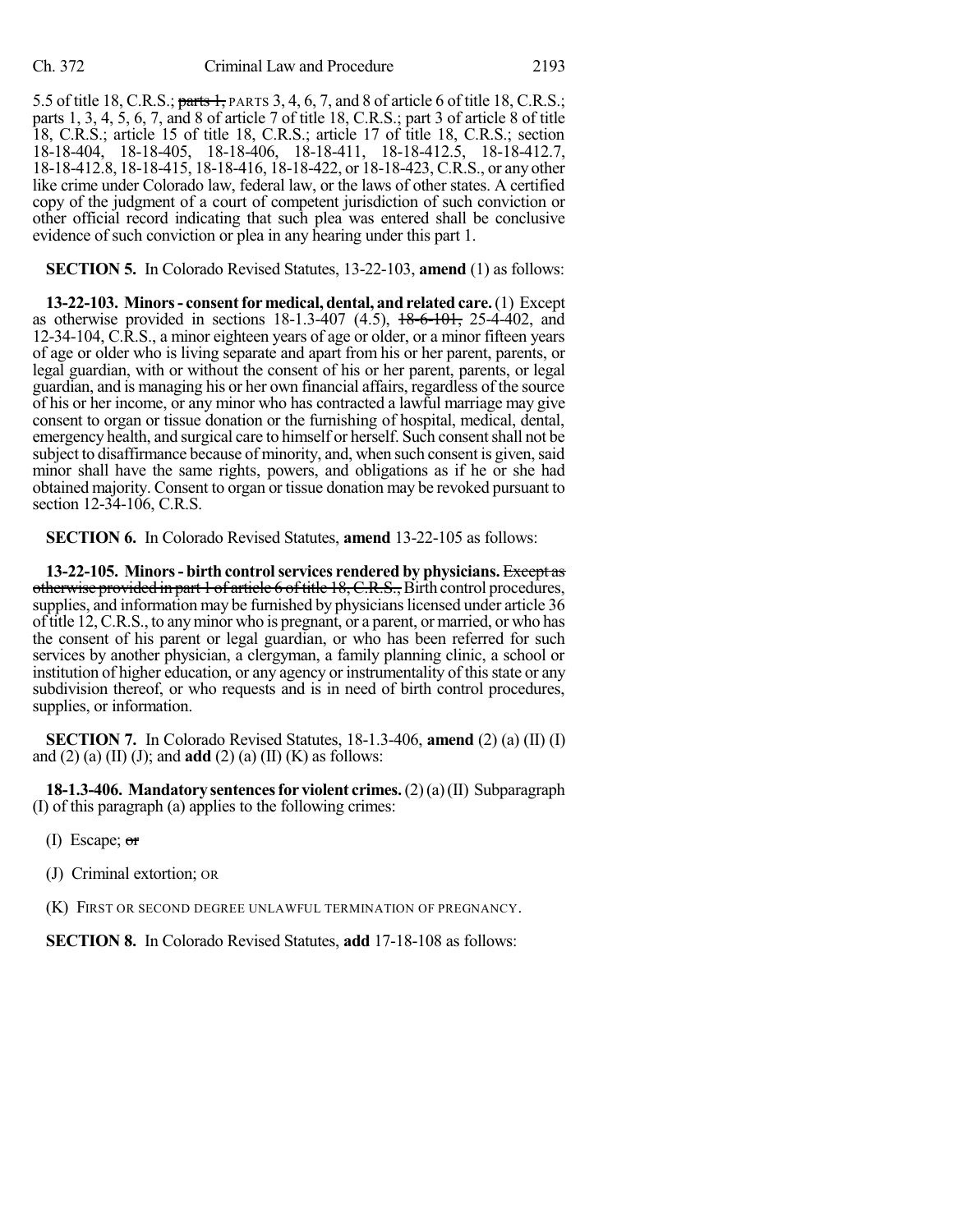5.5 of title 18, C.R.S.; ~~parts 1,~~ PARTS 3, 4, 6, 7, and 8 of article 6 of title 18, C.R.S.; parts 1, 3, 4, 5, 6, 7, and 8 of article 7 of title 18, C.R.S.; part 3 of article 8 of title 18, C.R.S.; article 15 of title 18, C.R.S.; article 17 of title 18, C.R.S.; section 18-18-404, 18-18-405, 18-18-406, 18-18-411, 18-18-412.5, 18-18-412.7, 18-18-412.8, 18-18-415, 18-18-416, 18-18-422, or 18-18-423, C.R.S., or any other like crime under Colorado law, federal law, or the laws of other states. A certified copy of the judgment of a court of competent jurisdiction of such conviction or other official record indicating that such plea was entered shall be conclusive evidence of such conviction or plea in any hearing under this part 1.

**SECTION 5.** In Colorado Revised Statutes, 13-22-103, **amend** (1) as follows:

**13-22-103. Minors - consent for medical, dental, and related care.** (1) Except as otherwise provided in sections 18-1.3-407 (4.5), ~~18-6-101,~~ 25-4-402, and 12-34-104, C.R.S., a minor eighteen years of age or older, or a minor fifteen years of age or older who is living separate and apart from his or her parent, parents, or legal guardian, with or without the consent of his or her parent, parents, or legal guardian, and is managing his or her own financial affairs, regardless of the source of his or her income, or any minor who has contracted a lawful marriage may give consent to organ or tissue donation or the furnishing of hospital, medical, dental, emergency health, and surgical care to himself or herself. Such consent shall not be subject to disaffirmance because of minority, and, when such consent is given, said minor shall have the same rights, powers, and obligations as if he or she had obtained majority. Consent to organ or tissue donation may be revoked pursuant to section 12-34-106, C.R.S.

**SECTION 6.** In Colorado Revised Statutes, **amend** 13-22-105 as follows:

**13-22-105. Minors - birth control services rendered by physicians.** ~~Except as otherwise provided in part 1 of article 6 of title 18, C.R.S.,~~ Birth control procedures, supplies, and information may be furnished by physicians licensed under article 36 of title 12, C.R.S., to any minor who is pregnant, or a parent, or married, or who has the consent of his parent or legal guardian, or who has been referred for such services by another physician, a clergyman, a family planning clinic, a school or institution of higher education, or any agency or instrumentality of this state or any subdivision thereof, or who requests and is in need of birth control procedures, supplies, or information.

**SECTION 7.** In Colorado Revised Statutes, 18-1.3-406, **amend** (2) (a) (II) (I) and (2) (a) (II) (J); and **add** (2) (a) (II) (K) as follows:

**18-1.3-406. Mandatory sentences for violent crimes.** (2) (a) (II) Subparagraph (I) of this paragraph (a) applies to the following crimes:

(I) Escape; ~~or~~

(J) Criminal extortion; OR

(K) FIRST OR SECOND DEGREE UNLAWFUL TERMINATION OF PREGNANCY.

**SECTION 8.** In Colorado Revised Statutes, **add** 17-18-108 as follows: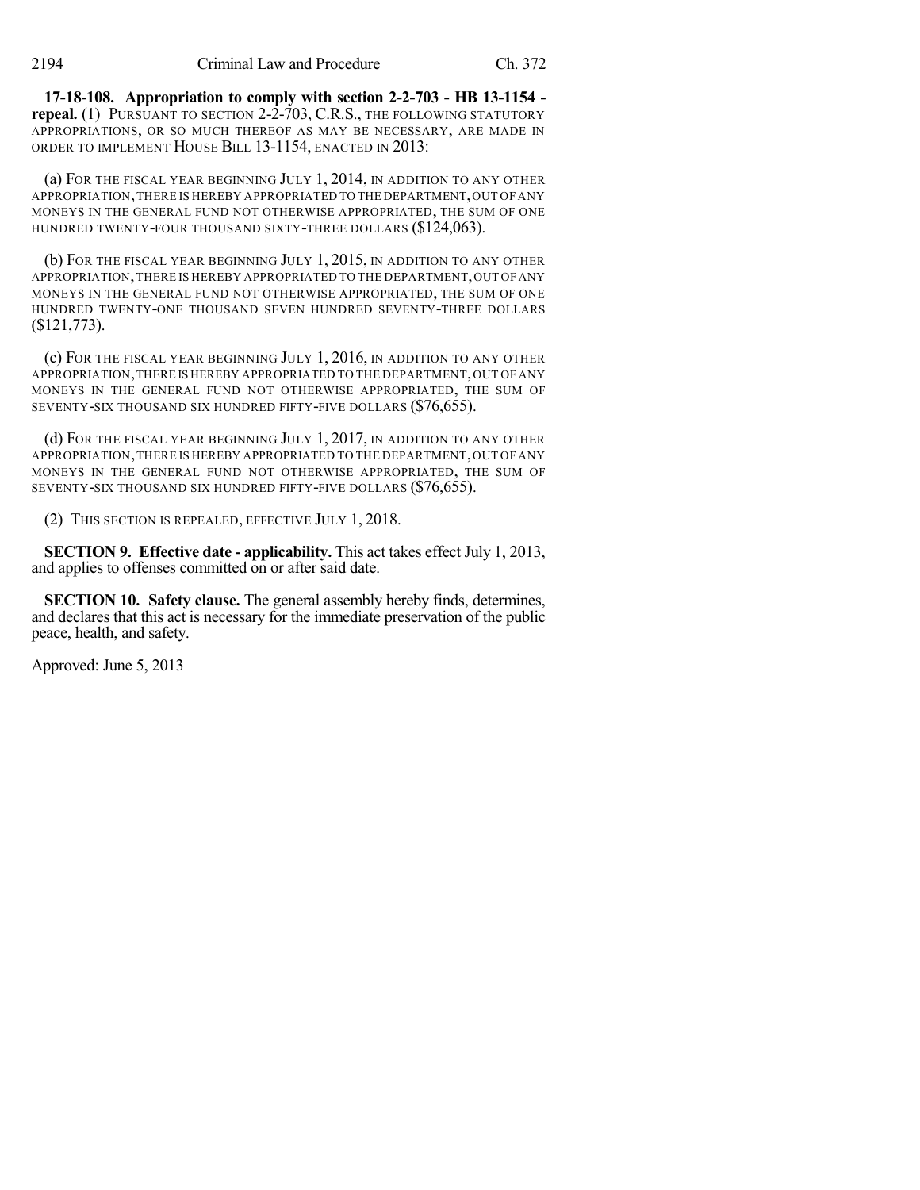**17-18-108. Appropriation to comply with section 2-2-703 - HB 13-1154 - repeal.** (1) PURSUANT TO SECTION 2-2-703, C.R.S., THE FOLLOWING STATUTORY APPROPRIATIONS, OR SO MUCH THEREOF AS MAY BE NECESSARY, ARE MADE IN ORDER TO IMPLEMENT HOUSE BILL 13-1154, ENACTED IN 2013:

(a) FOR THE FISCAL YEAR BEGINNING JULY 1, 2014, IN ADDITION TO ANY OTHER APPROPRIATION, THERE IS HEREBY APPROPRIATED TO THE DEPARTMENT, OUT OF ANY MONEYS IN THE GENERAL FUND NOT OTHERWISE APPROPRIATED, THE SUM OF ONE HUNDRED TWENTY-FOUR THOUSAND SIXTY-THREE DOLLARS ($124,063).

(b) FOR THE FISCAL YEAR BEGINNING JULY 1, 2015, IN ADDITION TO ANY OTHER APPROPRIATION, THERE IS HEREBY APPROPRIATED TO THE DEPARTMENT, OUT OF ANY MONEYS IN THE GENERAL FUND NOT OTHERWISE APPROPRIATED, THE SUM OF ONE HUNDRED TWENTY-ONE THOUSAND SEVEN HUNDRED SEVENTY-THREE DOLLARS ($121,773).

(c) FOR THE FISCAL YEAR BEGINNING JULY 1, 2016, IN ADDITION TO ANY OTHER APPROPRIATION, THERE IS HEREBY APPROPRIATED TO THE DEPARTMENT, OUT OF ANY MONEYS IN THE GENERAL FUND NOT OTHERWISE APPROPRIATED, THE SUM OF SEVENTY-SIX THOUSAND SIX HUNDRED FIFTY-FIVE DOLLARS ($76,655).

(d) FOR THE FISCAL YEAR BEGINNING JULY 1, 2017, IN ADDITION TO ANY OTHER APPROPRIATION, THERE IS HEREBY APPROPRIATED TO THE DEPARTMENT, OUT OF ANY MONEYS IN THE GENERAL FUND NOT OTHERWISE APPROPRIATED, THE SUM OF SEVENTY-SIX THOUSAND SIX HUNDRED FIFTY-FIVE DOLLARS ($76,655).

(2) THIS SECTION IS REPEALED, EFFECTIVE JULY 1, 2018.

**SECTION 9. Effective date - applicability.** This act takes effect July 1, 2013, and applies to offenses committed on or after said date.

**SECTION 10. Safety clause.** The general assembly hereby finds, determines, and declares that this act is necessary for the immediate preservation of the public peace, health, and safety.

Approved: June 5, 2013